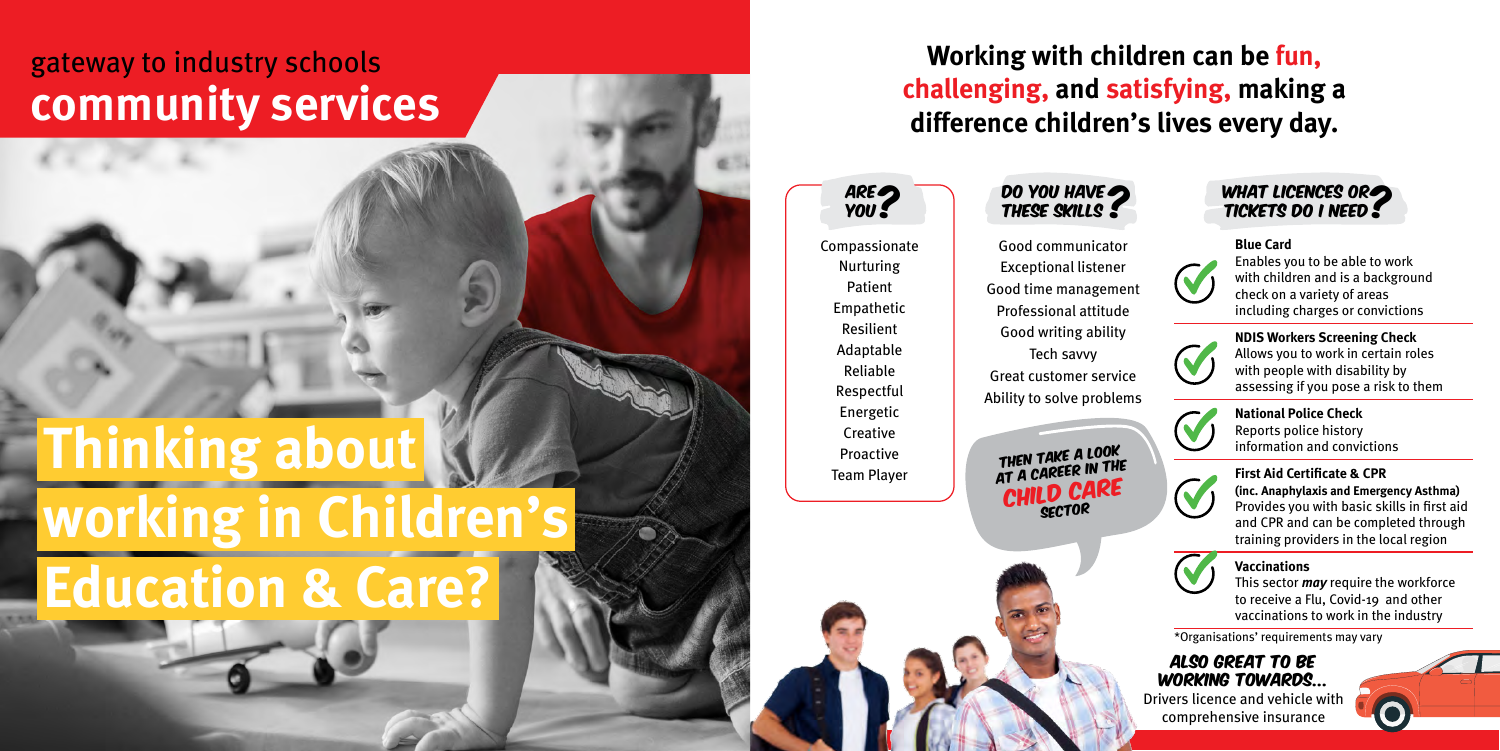gateway to industry schools

# community services

# Thinking about working in Children's Education & Care?

## Working with children can be fun, challenging, and satisfying, making a difference children's lives every day.

### ARE YOU?

Compassionate
Nurturing
Patient
Empathetic
Resilient
Adaptable
Reliable
Respectful
Energetic
Creative
Proactive
Team Player

### DO YOU HAVE THESE SKILLS?

Good communicator
Exceptional listener
Good time management
Professional attitude
Good writing ability
Tech savvy
Great customer service
Ability to solve problems

THEN TAKE A LOOK AT A CAREER IN THE CHILD CARE SECTOR

### WHAT LICENCES OR TICKETS DO I NEED?

**Blue Card**
Enables you to be able to work with children and is a background check on a variety of areas including charges or convictions

**NDIS Workers Screening Check**
Allows you to work in certain roles with people with disability by assessing if you pose a risk to them

**National Police Check**
Reports police history information and convictions

**First Aid Certificate & CPR**
**(inc. Anaphylaxis and Emergency Asthma)**
Provides you with basic skills in first aid and CPR and can be completed through training providers in the local region

**Vaccinations**
This sector ***may*** require the workforce to receive a Flu, Covid-19 and other vaccinations to work in the industry

*Organisations' requirements may vary

### ALSO GREAT TO BE WORKING TOWARDS...

Drivers licence and vehicle with comprehensive insurance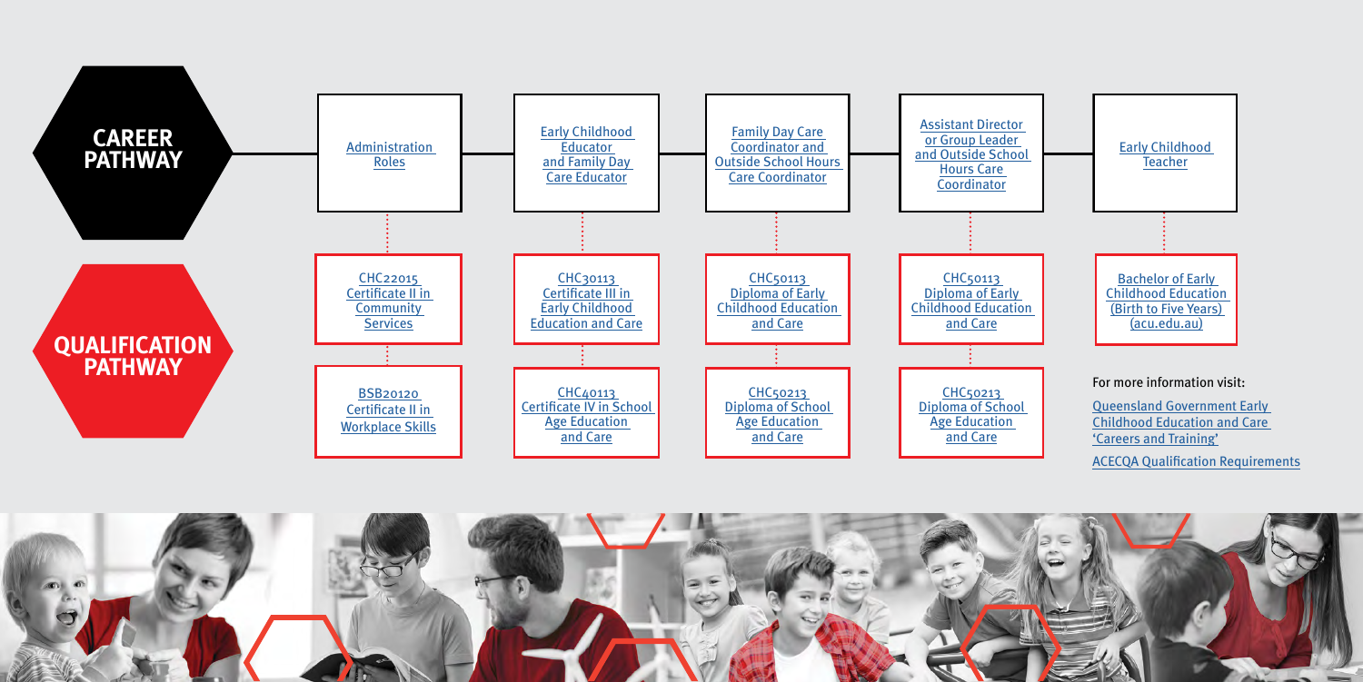## CAREER PATHWAY

| Administration Roles | Early Childhood Educator and Family Day Care Educator | Family Day Care Coordinator and Outside School Hours Care Coordinator | Assistant Director or Group Leader and Outside School Hours Care Coordinator | Early Childhood Teacher |
| --- | --- | --- | --- | --- |

## QUALIFICATION PATHWAY

| Administration Roles | Early Childhood Educator and Family Day Care Educator | Family Day Care Coordinator and Outside School Hours Care Coordinator | Assistant Director or Group Leader and Outside School Hours Care Coordinator | Early Childhood Teacher |
| --- | --- | --- | --- | --- |
| CHC22015 Certificate II in Community Services | CHC30113 Certificate III in Early Childhood Education and Care | CHC50113 Diploma of Early Childhood Education and Care | CHC50113 Diploma of Early Childhood Education and Care | Bachelor of Early Childhood Education (Birth to Five Years) (acu.edu.au) |
| BSB20120 Certificate II in Workplace Skills | CHC40113 Certificate IV in School Age Education and Care | CHC50213 Diploma of School Age Education and Care | CHC50213 Diploma of School Age Education and Care | |

For more information visit:

Queensland Government Early Childhood Education and Care 'Careers and Training'

ACECQA Qualification Requirements